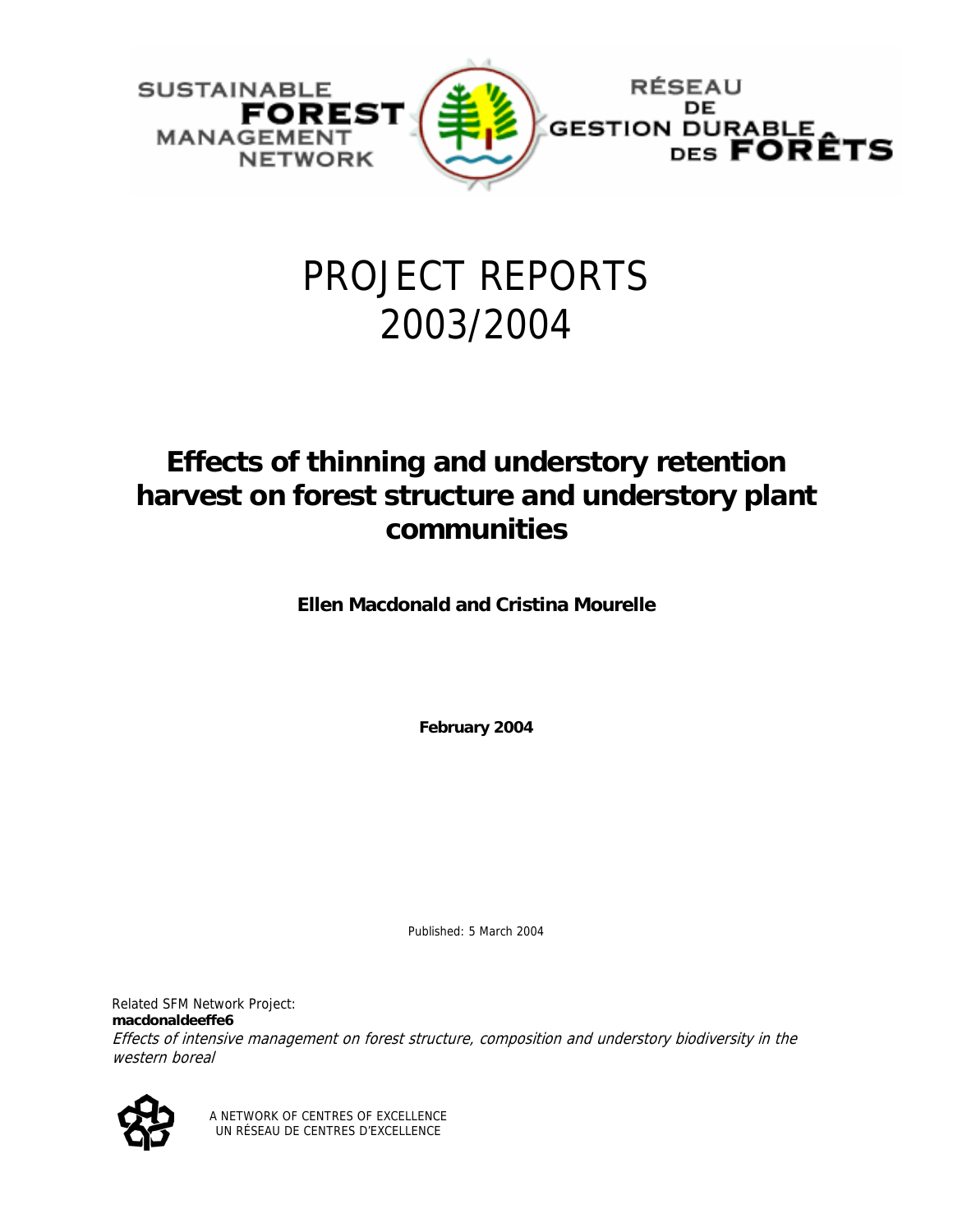SUSTAINABLE FOREST MANAGEMENT NETWORK

RÉSEAU DE GESTION DURABLE DES FORÊTS

# PROJECT REPORTS 2003/2004

## Effects of thinning and understory retention harvest on forest structure and understory plant communities

**Ellen Macdonald and Cristina Mourelle**

**February 2004**

Published: 5 March 2004

Related SFM Network Project:
**macdonaldeeffe6**
*Effects of intensive management on forest structure, composition and understory biodiversity in the western boreal*

A NETWORK OF CENTRES OF EXCELLENCE
UN RÉSEAU DE CENTRES D'EXCELLENCE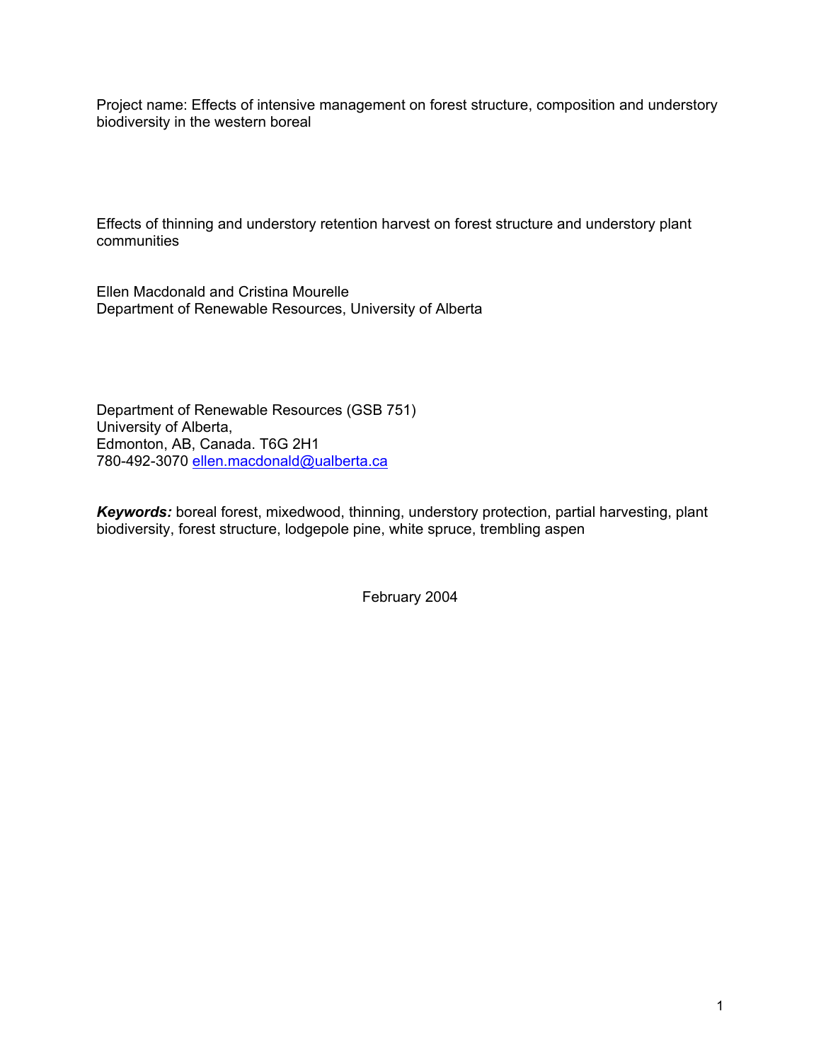Project name: Effects of intensive management on forest structure, composition and understory biodiversity in the western boreal

# Effects of thinning and understory retention harvest on forest structure and understory plant communities

Ellen Macdonald and Cristina Mourelle
Department of Renewable Resources, University of Alberta

Department of Renewable Resources (GSB 751)
University of Alberta,
Edmonton, AB, Canada. T6G 2H1
780-492-3070 ellen.macdonald@ualberta.ca

***Keywords:*** boreal forest, mixedwood, thinning, understory protection, partial harvesting, plant biodiversity, forest structure, lodgepole pine, white spruce, trembling aspen

February 2004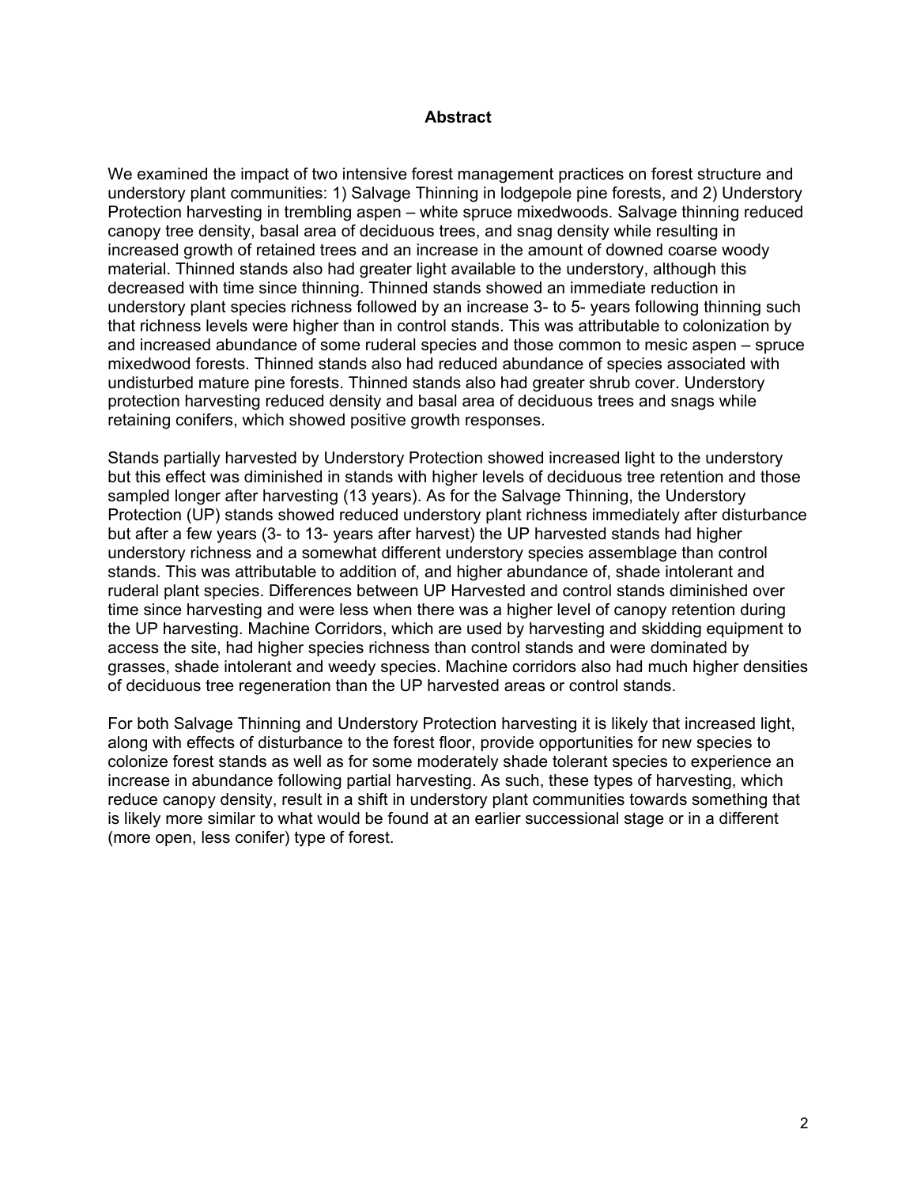## Abstract

We examined the impact of two intensive forest management practices on forest structure and understory plant communities: 1) Salvage Thinning in lodgepole pine forests, and 2) Understory Protection harvesting in trembling aspen – white spruce mixedwoods. Salvage thinning reduced canopy tree density, basal area of deciduous trees, and snag density while resulting in increased growth of retained trees and an increase in the amount of downed coarse woody material. Thinned stands also had greater light available to the understory, although this decreased with time since thinning. Thinned stands showed an immediate reduction in understory plant species richness followed by an increase 3- to 5- years following thinning such that richness levels were higher than in control stands. This was attributable to colonization by and increased abundance of some ruderal species and those common to mesic aspen – spruce mixedwood forests. Thinned stands also had reduced abundance of species associated with undisturbed mature pine forests. Thinned stands also had greater shrub cover. Understory protection harvesting reduced density and basal area of deciduous trees and snags while retaining conifers, which showed positive growth responses.

Stands partially harvested by Understory Protection showed increased light to the understory but this effect was diminished in stands with higher levels of deciduous tree retention and those sampled longer after harvesting (13 years). As for the Salvage Thinning, the Understory Protection (UP) stands showed reduced understory plant richness immediately after disturbance but after a few years (3- to 13- years after harvest) the UP harvested stands had higher understory richness and a somewhat different understory species assemblage than control stands. This was attributable to addition of, and higher abundance of, shade intolerant and ruderal plant species. Differences between UP Harvested and control stands diminished over time since harvesting and were less when there was a higher level of canopy retention during the UP harvesting. Machine Corridors, which are used by harvesting and skidding equipment to access the site, had higher species richness than control stands and were dominated by grasses, shade intolerant and weedy species. Machine corridors also had much higher densities of deciduous tree regeneration than the UP harvested areas or control stands.

For both Salvage Thinning and Understory Protection harvesting it is likely that increased light, along with effects of disturbance to the forest floor, provide opportunities for new species to colonize forest stands as well as for some moderately shade tolerant species to experience an increase in abundance following partial harvesting. As such, these types of harvesting, which reduce canopy density, result in a shift in understory plant communities towards something that is likely more similar to what would be found at an earlier successional stage or in a different (more open, less conifer) type of forest.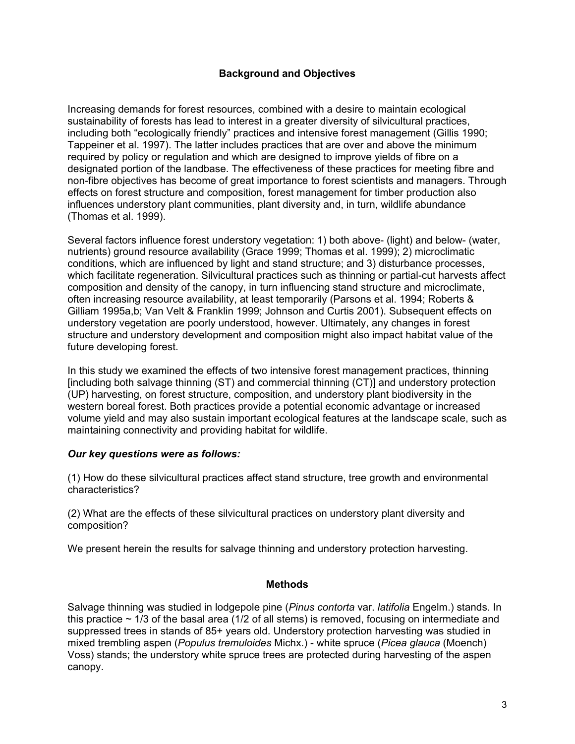## Background and Objectives

Increasing demands for forest resources, combined with a desire to maintain ecological sustainability of forests has lead to interest in a greater diversity of silvicultural practices, including both "ecologically friendly" practices and intensive forest management (Gillis 1990; Tappeiner et al. 1997). The latter includes practices that are over and above the minimum required by policy or regulation and which are designed to improve yields of fibre on a designated portion of the landbase. The effectiveness of these practices for meeting fibre and non-fibre objectives has become of great importance to forest scientists and managers. Through effects on forest structure and composition, forest management for timber production also influences understory plant communities, plant diversity and, in turn, wildlife abundance (Thomas et al. 1999).

Several factors influence forest understory vegetation: 1) both above- (light) and below- (water, nutrients) ground resource availability (Grace 1999; Thomas et al. 1999); 2) microclimatic conditions, which are influenced by light and stand structure; and 3) disturbance processes, which facilitate regeneration. Silvicultural practices such as thinning or partial-cut harvests affect composition and density of the canopy, in turn influencing stand structure and microclimate, often increasing resource availability, at least temporarily (Parsons et al. 1994; Roberts & Gilliam 1995a,b; Van Velt & Franklin 1999; Johnson and Curtis 2001). Subsequent effects on understory vegetation are poorly understood, however. Ultimately, any changes in forest structure and understory development and composition might also impact habitat value of the future developing forest.

In this study we examined the effects of two intensive forest management practices, thinning [including both salvage thinning (ST) and commercial thinning (CT)] and understory protection (UP) harvesting, on forest structure, composition, and understory plant biodiversity in the western boreal forest. Both practices provide a potential economic advantage or increased volume yield and may also sustain important ecological features at the landscape scale, such as maintaining connectivity and providing habitat for wildlife.

***Our key questions were as follows:***

(1) How do these silvicultural practices affect stand structure, tree growth and environmental characteristics?

(2) What are the effects of these silvicultural practices on understory plant diversity and composition?

We present herein the results for salvage thinning and understory protection harvesting.

## Methods

Salvage thinning was studied in lodgepole pine (*Pinus contorta* var. *latifolia* Engelm.) stands. In this practice ~ 1/3 of the basal area (1/2 of all stems) is removed, focusing on intermediate and suppressed trees in stands of 85+ years old. Understory protection harvesting was studied in mixed trembling aspen (*Populus tremuloides* Michx.) - white spruce (*Picea glauca* (Moench) Voss) stands; the understory white spruce trees are protected during harvesting of the aspen canopy.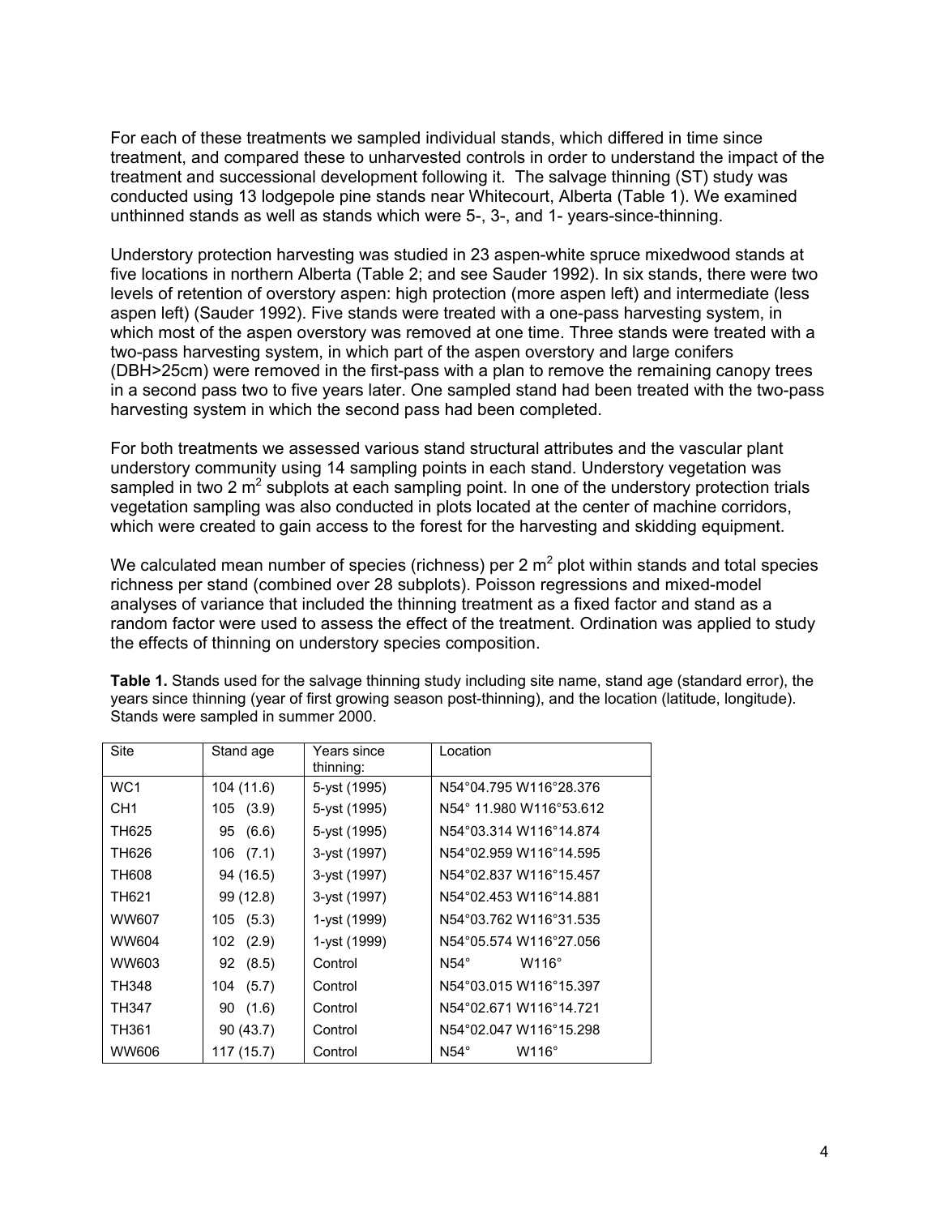For each of these treatments we sampled individual stands, which differed in time since treatment, and compared these to unharvested controls in order to understand the impact of the treatment and successional development following it. The salvage thinning (ST) study was conducted using 13 lodgepole pine stands near Whitecourt, Alberta (Table 1). We examined unthinned stands as well as stands which were 5-, 3-, and 1- years-since-thinning.

Understory protection harvesting was studied in 23 aspen-white spruce mixedwood stands at five locations in northern Alberta (Table 2; and see Sauder 1992). In six stands, there were two levels of retention of overstory aspen: high protection (more aspen left) and intermediate (less aspen left) (Sauder 1992). Five stands were treated with a one-pass harvesting system, in which most of the aspen overstory was removed at one time. Three stands were treated with a two-pass harvesting system, in which part of the aspen overstory and large conifers (DBH>25cm) were removed in the first-pass with a plan to remove the remaining canopy trees in a second pass two to five years later. One sampled stand had been treated with the two-pass harvesting system in which the second pass had been completed.

For both treatments we assessed various stand structural attributes and the vascular plant understory community using 14 sampling points in each stand. Understory vegetation was sampled in two 2 $m^2$ subplots at each sampling point. In one of the understory protection trials vegetation sampling was also conducted in plots located at the center of machine corridors, which were created to gain access to the forest for the harvesting and skidding equipment.

We calculated mean number of species (richness) per 2 $m^2$ plot within stands and total species richness per stand (combined over 28 subplots). Poisson regressions and mixed-model analyses of variance that included the thinning treatment as a fixed factor and stand as a random factor were used to assess the effect of the treatment. Ordination was applied to study the effects of thinning on understory species composition.

**Table 1.** Stands used for the salvage thinning study including site name, stand age (standard error), the years since thinning (year of first growing season post-thinning), and the location (latitude, longitude). Stands were sampled in summer 2000.

| Site | Stand age | Years since thinning: | Location |
|---|---|---|---|
| WC1 | 104 (11.6) | 5-yst (1995) | N54°04.795 W116°28.376 |
| CH1 | 105 (3.9) | 5-yst (1995) | N54° 11.980 W116°53.612 |
| TH625 | 95 (6.6) | 5-yst (1995) | N54°03.314 W116°14.874 |
| TH626 | 106 (7.1) | 3-yst (1997) | N54°02.959 W116°14.595 |
| TH608 | 94 (16.5) | 3-yst (1997) | N54°02.837 W116°15.457 |
| TH621 | 99 (12.8) | 3-yst (1997) | N54°02.453 W116°14.881 |
| WW607 | 105 (5.3) | 1-yst (1999) | N54°03.762 W116°31.535 |
| WW604 | 102 (2.9) | 1-yst (1999) | N54°05.574 W116°27.056 |
| WW603 | 92 (8.5) | Control | N54° W116° |
| TH348 | 104 (5.7) | Control | N54°03.015 W116°15.397 |
| TH347 | 90 (1.6) | Control | N54°02.671 W116°14.721 |
| TH361 | 90 (43.7) | Control | N54°02.047 W116°15.298 |
| WW606 | 117 (15.7) | Control | N54° W116° |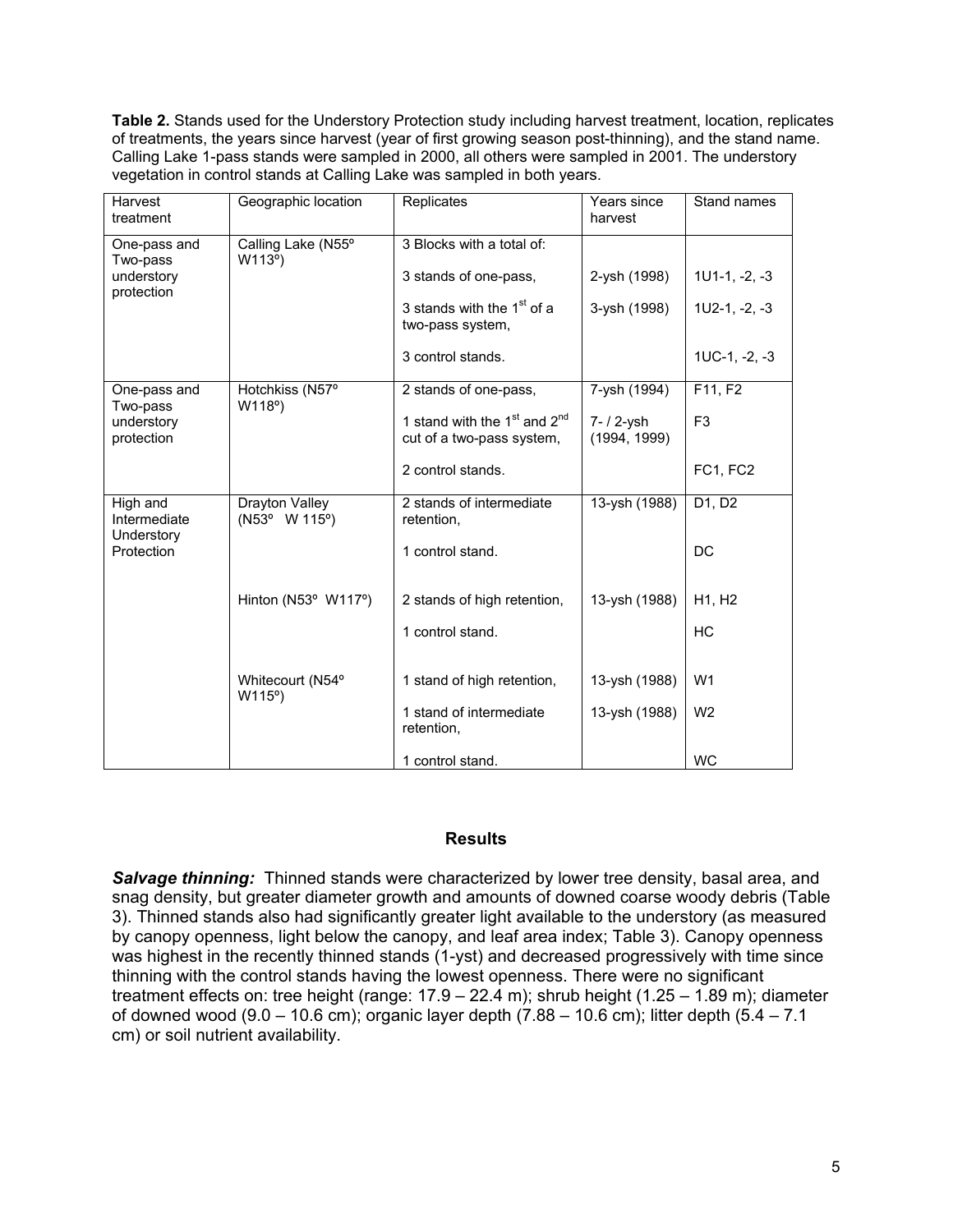**Table 2.** Stands used for the Understory Protection study including harvest treatment, location, replicates of treatments, the years since harvest (year of first growing season post-thinning), and the stand name. Calling Lake 1-pass stands were sampled in 2000, all others were sampled in 2001. The understory vegetation in control stands at Calling Lake was sampled in both years.

| Harvest treatment | Geographic location | Replicates | Years since harvest | Stand names |
|---|---|---|---|---|
| One-pass and Two-pass understory protection | Calling Lake (N55º W113º) | 3 Blocks with a total of: | | |
| | | 3 stands of one-pass, | 2-ysh (1998) | 1U1-1, -2, -3 |
| | | 3 stands with the 1st of a two-pass system, | 3-ysh (1998) | 1U2-1, -2, -3 |
| | | 3 control stands. | | 1UC-1, -2, -3 |
| One-pass and Two-pass understory protection | Hotchkiss (N57º W118º) | 2 stands of one-pass, | 7-ysh (1994) | F11, F2 |
| | | 1 stand with the 1st and 2nd cut of a two-pass system, | 7- / 2-ysh (1994, 1999) | F3 |
| | | 2 control stands. | | FC1, FC2 |
| High and Intermediate Understory Protection | Drayton Valley (N53º W 115º) | 2 stands of intermediate retention, | 13-ysh (1988) | D1, D2 |
| | | 1 control stand. | | DC |
| | Hinton (N53º W117º) | 2 stands of high retention, | 13-ysh (1988) | H1, H2 |
| | | 1 control stand. | | HC |
| | Whitecourt (N54º W115º) | 1 stand of high retention, | 13-ysh (1988) | W1 |
| | | 1 stand of intermediate retention, | 13-ysh (1988) | W2 |
| | | 1 control stand. | | WC |

## Results

***Salvage thinning:*** Thinned stands were characterized by lower tree density, basal area, and snag density, but greater diameter growth and amounts of downed coarse woody debris (Table 3). Thinned stands also had significantly greater light available to the understory (as measured by canopy openness, light below the canopy, and leaf area index; Table 3). Canopy openness was highest in the recently thinned stands (1-yst) and decreased progressively with time since thinning with the control stands having the lowest openness. There were no significant treatment effects on: tree height (range: 17.9 – 22.4 m); shrub height (1.25 – 1.89 m); diameter of downed wood (9.0 – 10.6 cm); organic layer depth (7.88 – 10.6 cm); litter depth (5.4 – 7.1 cm) or soil nutrient availability.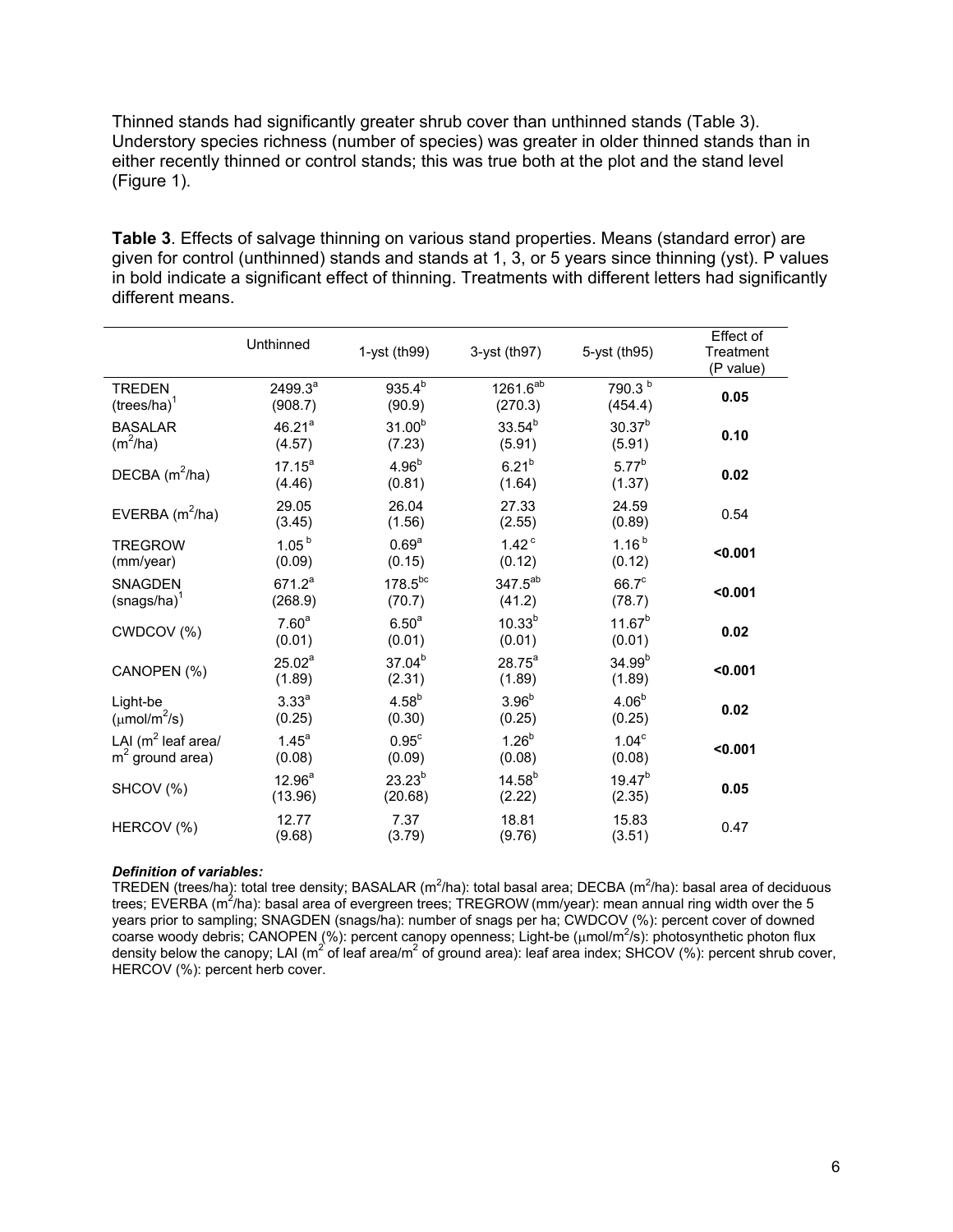Thinned stands had significantly greater shrub cover than unthinned stands (Table 3). Understory species richness (number of species) was greater in older thinned stands than in either recently thinned or control stands; this was true both at the plot and the stand level (Figure 1).

**Table 3**. Effects of salvage thinning on various stand properties. Means (standard error) are given for control (unthinned) stands and stands at 1, 3, or 5 years since thinning (yst). P values in bold indicate a significant effect of thinning. Treatments with different letters had significantly different means.

| | Unthinned | 1-yst (th99) | 3-yst (th97) | 5-yst (th95) | Effect of Treatment (P value) |
|---|---|---|---|---|---|
| TREDEN (trees/ha)[1] | 2499.3[a] (908.7) | 935.4[b] (90.9) | 1261.6[ab] (270.3) | 790.3[b] (454.4) | **0.05** |
| BASALAR ($m^2$/ha) | 46.21[a] (4.57) | 31.00[b] (7.23) | 33.54[b] (5.91) | 30.37[b] (5.91) | **0.10** |
| DECBA ($m^2$/ha) | 17.15[a] (4.46) | 4.96[b] (0.81) | 6.21[b] (1.64) | 5.77[b] (1.37) | **0.02** |
| EVERBA ($m^2$/ha) | 29.05 (3.45) | 26.04 (1.56) | 27.33 (2.55) | 24.59 (0.89) | 0.54 |
| TREGROW (mm/year) | 1.05[b] (0.09) | 0.69[a] (0.15) | 1.42[c] (0.12) | 1.16[b] (0.12) | **<0.001** |
| SNAGDEN (snags/ha)[1] | 671.2[a] (268.9) | 178.5[bc] (70.7) | 347.5[ab] (41.2) | 66.7[c] (78.7) | **<0.001** |
| CWDCOV (%) | 7.60[a] (0.01) | 6.50[a] (0.01) | 10.33[b] (0.01) | 11.67[b] (0.01) | **0.02** |
| CANOPEN (%) | 25.02[a] (1.89) | 37.04[b] (2.31) | 28.75[a] (1.89) | 34.99[b] (1.89) | **<0.001** |
| Light-be ($\mu$mol/$m^2$/s) | 3.33[a] (0.25) | 4.58[b] (0.30) | 3.96[b] (0.25) | 4.06[b] (0.25) | **0.02** |
| LAI ($m^2$ leaf area/ $m^2$ ground area) | 1.45[a] (0.08) | 0.95[c] (0.09) | 1.26[b] (0.08) | 1.04[c] (0.08) | **<0.001** |
| SHCOV (%) | 12.96[a] (13.96) | 23.23[b] (20.68) | 14.58[b] (2.22) | 19.47[b] (2.35) | **0.05** |
| HERCOV (%) | 12.77 (9.68) | 7.37 (3.79) | 18.81 (9.76) | 15.83 (3.51) | 0.47 |

***Definition of variables:***
TREDEN (trees/ha): total tree density; BASALAR ($m^2$/ha): total basal area; DECBA ($m^2$/ha): basal area of deciduous trees; EVERBA ($m^2$/ha): basal area of evergreen trees; TREGROW (mm/year): mean annual ring width over the 5 years prior to sampling; SNAGDEN (snags/ha): number of snags per ha; CWDCOV (%): percent cover of downed coarse woody debris; CANOPEN (%): percent canopy openness; Light-be ($\mu$mol/$m^2$/s): photosynthetic photon flux density below the canopy; LAI ($m^2$ of leaf area/$m^2$ of ground area): leaf area index; SHCOV (%): percent shrub cover, HERCOV (%): percent herb cover.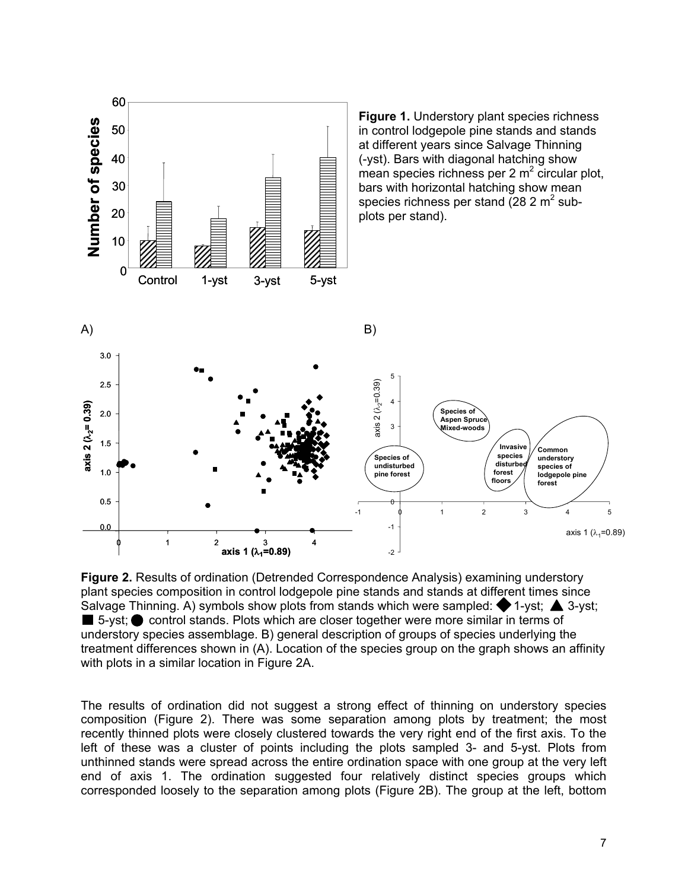**Figure 1.** Understory plant species richness in control lodgepole pine stands and stands at different years since Salvage Thinning (-yst). Bars with diagonal hatching show mean species richness per 2 $m^2$ circular plot, bars with horizontal hatching show mean species richness per stand (28 2 $m^2$ sub-plots per stand).

**Figure 2.** Results of ordination (Detrended Correspondence Analysis) examining understory plant species composition in control lodgepole pine stands and stands at different times since Salvage Thinning. A) symbols show plots from stands which were sampled: ◆ 1-yst; ▲ 3-yst; ■ 5-yst; ● control stands. Plots which are closer together were more similar in terms of understory species assemblage. B) general description of groups of species underlying the treatment differences shown in (A). Location of the species group on the graph shows an affinity with plots in a similar location in Figure 2A.

The results of ordination did not suggest a strong effect of thinning on understory species composition (Figure 2). There was some separation among plots by treatment; the most recently thinned plots were closely clustered towards the very right end of the first axis. To the left of these was a cluster of points including the plots sampled 3- and 5-yst. Plots from unthinned stands were spread across the entire ordination space with one group at the very left end of axis 1. The ordination suggested four relatively distinct species groups which corresponded loosely to the separation among plots (Figure 2B). The group at the left, bottom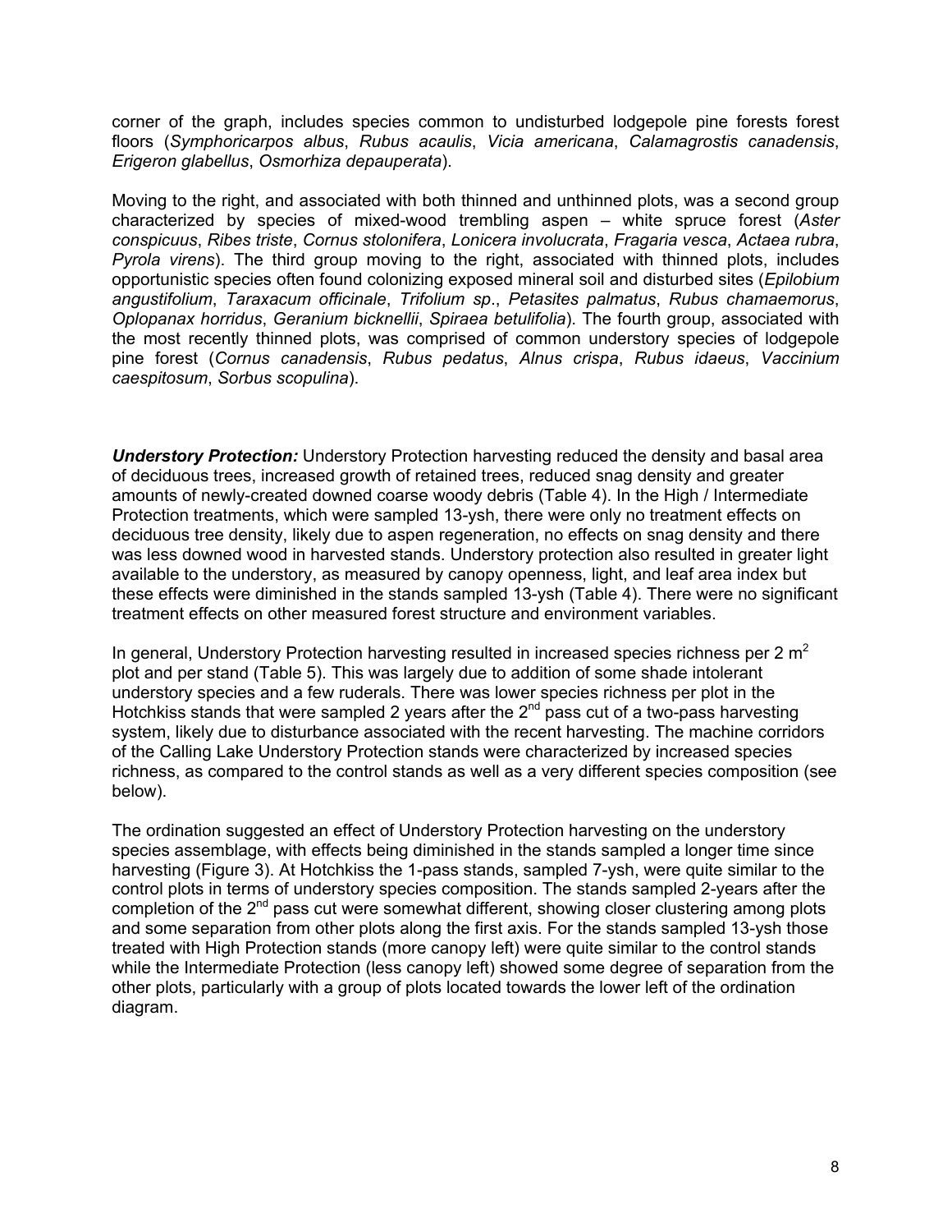corner of the graph, includes species common to undisturbed lodgepole pine forests forest floors (*Symphoricarpos albus*, *Rubus acaulis*, *Vicia americana*, *Calamagrostis canadensis*, *Erigeron glabellus*, *Osmorhiza depauperata*).

Moving to the right, and associated with both thinned and unthinned plots, was a second group characterized by species of mixed-wood trembling aspen – white spruce forest (*Aster conspicuus*, *Ribes triste*, *Cornus stolonifera*, *Lonicera involucrata*, *Fragaria vesca*, *Actaea rubra*, *Pyrola virens*). The third group moving to the right, associated with thinned plots, includes opportunistic species often found colonizing exposed mineral soil and disturbed sites (*Epilobium angustifolium*, *Taraxacum officinale*, *Trifolium sp*., *Petasites palmatus*, *Rubus chamaemorus*, *Oplopanax horridus*, *Geranium bicknellii*, *Spiraea betulifolia*). The fourth group, associated with the most recently thinned plots, was comprised of common understory species of lodgepole pine forest (*Cornus canadensis*, *Rubus pedatus*, *Alnus crispa*, *Rubus idaeus*, *Vaccinium caespitosum*, *Sorbus scopulina*).

***Understory Protection:*** Understory Protection harvesting reduced the density and basal area of deciduous trees, increased growth of retained trees, reduced snag density and greater amounts of newly-created downed coarse woody debris (Table 4). In the High / Intermediate Protection treatments, which were sampled 13-ysh, there were only no treatment effects on deciduous tree density, likely due to aspen regeneration, no effects on snag density and there was less downed wood in harvested stands. Understory protection also resulted in greater light available to the understory, as measured by canopy openness, light, and leaf area index but these effects were diminished in the stands sampled 13-ysh (Table 4). There were no significant treatment effects on other measured forest structure and environment variables.

In general, Understory Protection harvesting resulted in increased species richness per 2 $m^2$ plot and per stand (Table 5). This was largely due to addition of some shade intolerant understory species and a few ruderals. There was lower species richness per plot in the Hotchkiss stands that were sampled 2 years after the 2nd pass cut of a two-pass harvesting system, likely due to disturbance associated with the recent harvesting. The machine corridors of the Calling Lake Understory Protection stands were characterized by increased species richness, as compared to the control stands as well as a very different species composition (see below).

The ordination suggested an effect of Understory Protection harvesting on the understory species assemblage, with effects being diminished in the stands sampled a longer time since harvesting (Figure 3). At Hotchkiss the 1-pass stands, sampled 7-ysh, were quite similar to the control plots in terms of understory species composition. The stands sampled 2-years after the completion of the 2nd pass cut were somewhat different, showing closer clustering among plots and some separation from other plots along the first axis. For the stands sampled 13-ysh those treated with High Protection stands (more canopy left) were quite similar to the control stands while the Intermediate Protection (less canopy left) showed some degree of separation from the other plots, particularly with a group of plots located towards the lower left of the ordination diagram.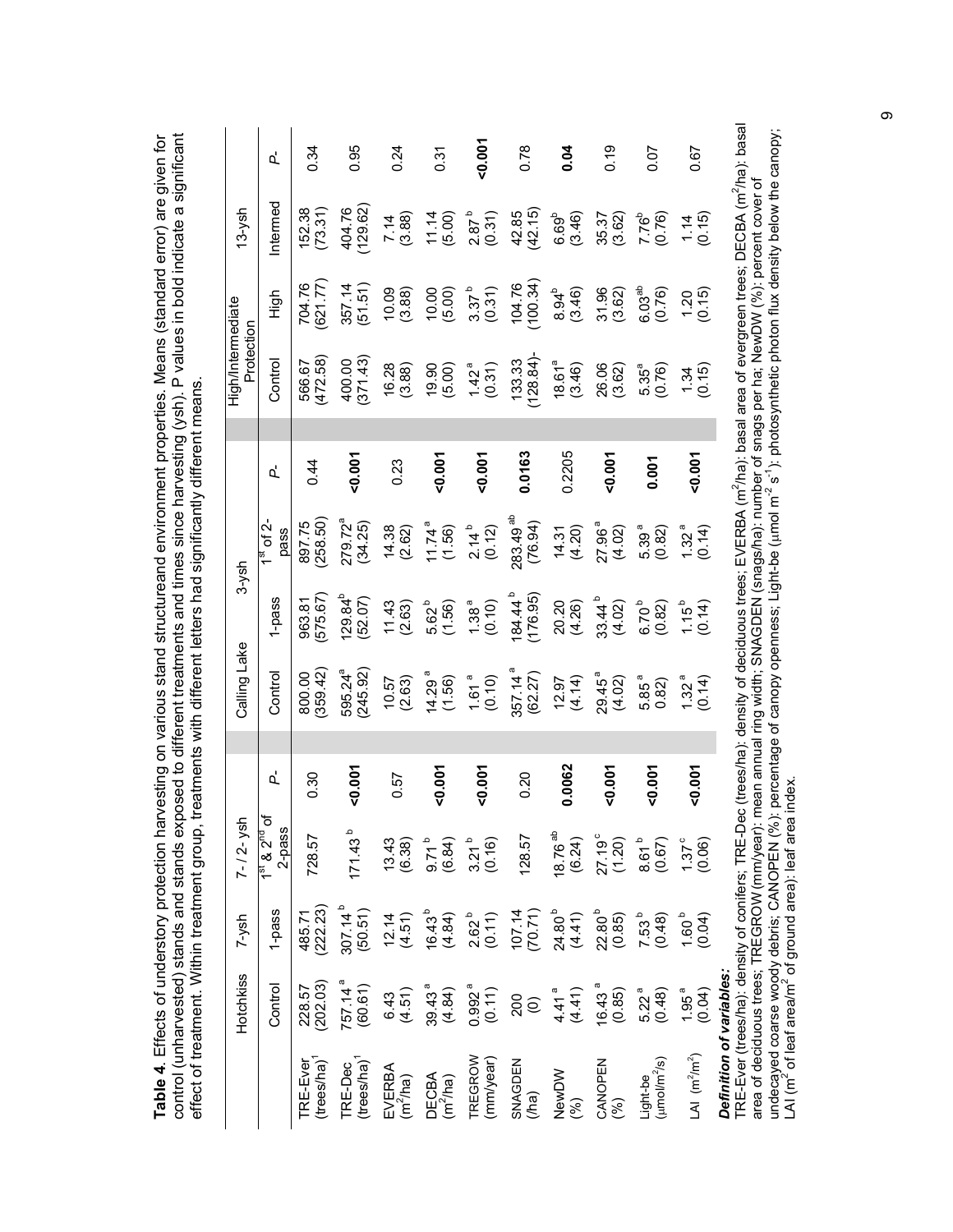**Table 4**. Effects of understory protection harvesting on various stand structureand environment properties. Means (standard error) are given for control (unharvested) stands and stands exposed to different treatments and times since harvesting (ysh). P values in bold indicate a significant effect of treatment. Within treatment group, treatments with different letters had significantly different means.

| | Hotchkiss | 7-ysh | 7- / 2- ysh | | Calling Lake | 3-ysh | | | High/Intermediate Protection | | 13-ysh | |
|---|---|---|---|---|---|---|---|---|---|---|---|---|
| | Control | 1-pass | 1[st] & 2[nd] of 2-pass | P- | Control | 1-pass | 1[st] of 2-pass | P- | Control | High | Intermed | P- |
| TRE-Ever (trees/ha)[1] | 228.57 (202.03) | 485.71 (222.23) | 728.57 | 0.30 | 800.00 (359.42) | 963.81 (575.67) | 897.75 (258.50) | 0.44 | 566.67 (472.58) | 704.76 (621.77) | 152.38 (73.31) | 0.34 |
| TRE-Dec (trees/ha)[1] | 757.14 [a] (60.61) | 307.14 [b] (50.51) | 171.43 [b] | **<0.001** | 595.24[a] (245.92) | 129.84[b] (52.07) | 279.72[a] (34.25) | **<0.001** | 400.00 (371.43) | 357.14 (51.51) | 404.76 (129.62) | 0.95 |
| EVERBA ($m^2$/ha) | 6.43 (4.51) | 12.14 (4.51) | 13.43 (6.38) | 0.57 | 10.57 (2.63) | 11.43 (2.63) | 14.38 (2.62) | 0.23 | 16.28 (3.88) | 10.09 (3.88) | 7.14 (3.88) | 0.24 |
| DECBA ($m^2$/ha) | 39.43 [a] (4.84) | 16.43[b] (4.84) | 9.71 [b] (6.84) | **<0.001** | 14.29 [a] (1.56) | 5.62 [b] (1.56) | 11.74 [a] (1.56) | **<0.001** | 19.90 (5.00) | 10.00 (5.00) | 11.14 (5.00) | 0.31 |
| TREGROW (mm/year) | 0.992 [a] (0.11) | 2.62 [b] (0.11) | 3.21 [b] (0.16) | **<0.001** | 1.61 [a] (0.10) | 1.38 [a] (0.10) | 2.14 [b] (0.12) | **<0.001** | 1.42 [a] (0.31) | 3.37 [b] (0.31) | 2.87 [b] (0.31) | **<0.001** |
| SNAGDEN (/ha) | 200 (0) | 107.14 (70.71) | 128.57 | 0.20 | 357.14 [a] (62.27) | 184.44 [b] (176.95) | 283.49 [ab] (76.94) | **0.0163** | 133.33 (128.84)- | 104.76 (100.34) | 42.85 (42.15) | 0.78 |
| NewDW (%) | 4.41 [a] (4.41) | 24.80 [b] (4.41) | 18.76 [ab] (6.24) | **0.0062** | 12.97 (4.14) | 20.20 (4.26) | 14.31 (4.20) | 0.2205 | 18.61[a] (3.46) | 8.94[b] (3.46) | 6.69[b] (3.46) | **0.04** |
| CANOPEN (%) | 16.43 [a] (0.85) | 22.80 [b] (0.85) | 27.19 [c] (1.20) | **<0.001** | 29.45 [a] (4.02) | 33.44 [b] (4.02) | 27.96 [a] (4.02) | **<0.001** | 26.06 (3.62) | 31.96 (3.62) | 35.37 (3.62) | 0.19 |
| Light-be (μmol/$m^2$/s) | 5.22 [a] (0.48) | 7.53 [b] (0.48) | 8.61 [b] (0.67) | **<0.001** | 5.85 [a] 0.82) | 6.70 [b] (0.82) | 5.39 [a] (0.82) | **0.001** | 5.35[a] (0.76) | 6.03[ab] (0.76) | 7.76[b] (0.76) | 0.07 |
| LAI ($m^2/m^2$) | 1.95 [a] (0.04) | 1.60 [b] (0.04) | 1.37 [c] (0.06) | **<0.001** | 1.32 [a] (0.14) | 1.15[b] (0.14) | 1.32 [a] (0.14) | **<0.001** | 1.34 (0.15) | 1.20 (0.15) | 1.14 (0.15) | 0.67 |

***Definition of variables:***
TRE-Ever (trees/ha): density of conifers; TRE-Dec (trees/ha): density of deciduous trees; EVERBA ($m^2$/ha): basal area of evergreen trees; DECBA ($m^2$/ha): basal area of deciduous trees; TREGROW (mm/year): mean annual ring width; SNAGDEN (snags/ha): number of snags per ha; NewDW (%): percent cover of undecayed coarse woody debris; CANOPEN (%): percentage of canopy openness; Light-be (μmol $m^{-2}$ $s^{-1}$): photosynthetic photon flux density below the canopy; LAI ($m^2$ of leaf area/$m^2$ of ground area): leaf area index.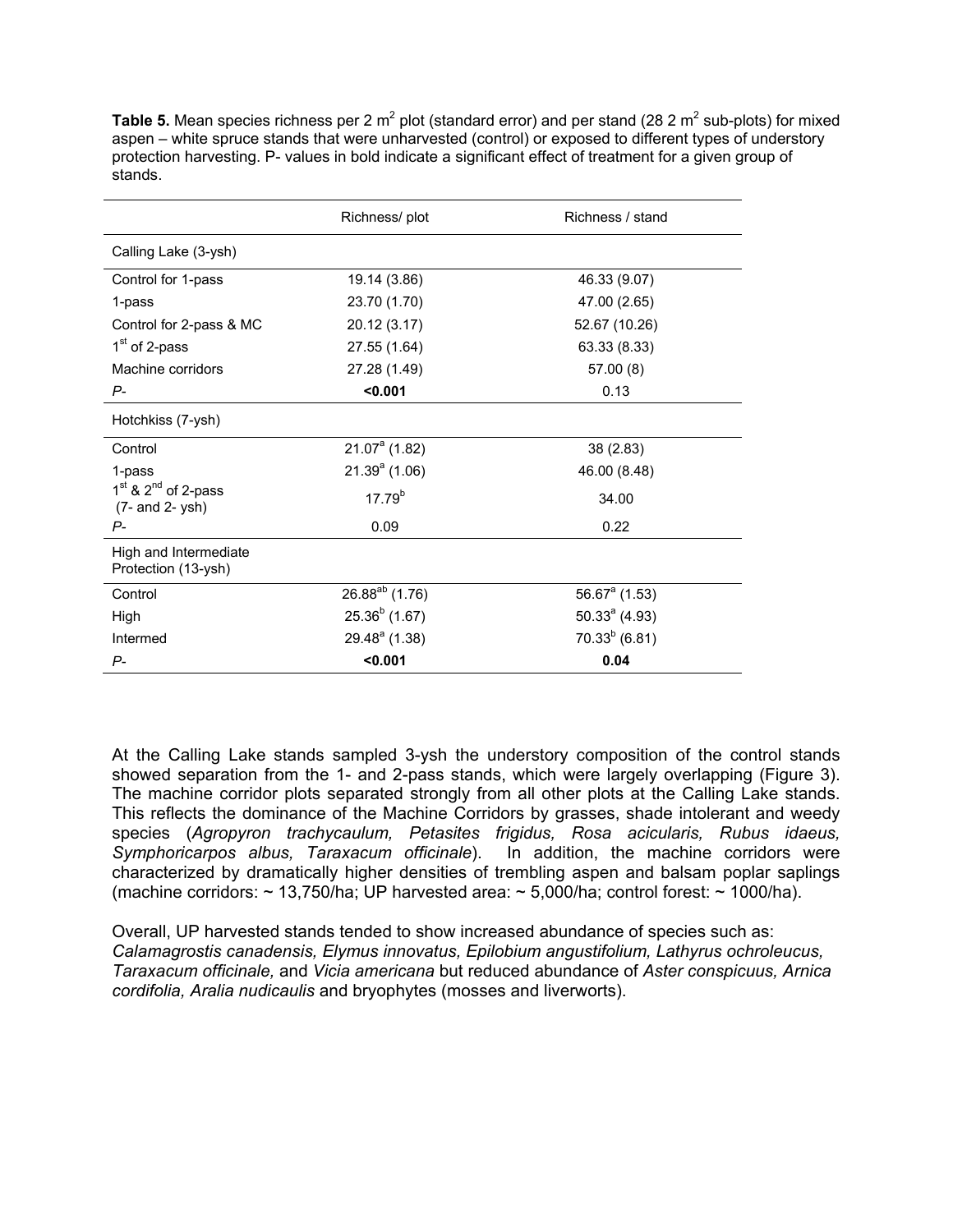**Table 5.** Mean species richness per 2 $m^2$ plot (standard error) and per stand (28 2 $m^2$ sub-plots) for mixed aspen – white spruce stands that were unharvested (control) or exposed to different types of understory protection harvesting. P- values in bold indicate a significant effect of treatment for a given group of stands.

| | Richness/ plot | Richness / stand |
|---|---|---|
| Calling Lake (3-ysh) | | |
| Control for 1-pass | 19.14 (3.86) | 46.33 (9.07) |
| 1-pass | 23.70 (1.70) | 47.00 (2.65) |
| Control for 2-pass & MC | 20.12 (3.17) | 52.67 (10.26) |
| 1st of 2-pass | 27.55 (1.64) | 63.33 (8.33) |
| Machine corridors | 27.28 (1.49) | 57.00 (8) |
| *P-* | **<0.001** | 0.13 |
| Hotchkiss (7-ysh) | | |
| Control | $21.07^{a}$ (1.82) | 38 (2.83) |
| 1-pass | $21.39^{a}$ (1.06) | 46.00 (8.48) |
| 1st & 2nd of 2-pass (7- and 2- ysh) | $17.79^{b}$ | 34.00 |
| *P-* | 0.09 | 0.22 |
| High and Intermediate Protection (13-ysh) | | |
| Control | $26.88^{ab}$ (1.76) | $56.67^{a}$ (1.53) |
| High | $25.36^{b}$ (1.67) | $50.33^{a}$ (4.93) |
| Intermed | $29.48^{a}$ (1.38) | $70.33^{b}$ (6.81) |
| *P-* | **<0.001** | **0.04** |

At the Calling Lake stands sampled 3-ysh the understory composition of the control stands showed separation from the 1- and 2-pass stands, which were largely overlapping (Figure 3). The machine corridor plots separated strongly from all other plots at the Calling Lake stands. This reflects the dominance of the Machine Corridors by grasses, shade intolerant and weedy species (*Agropyron trachycaulum, Petasites frigidus, Rosa acicularis, Rubus idaeus, Symphoricarpos albus, Taraxacum officinale*). In addition, the machine corridors were characterized by dramatically higher densities of trembling aspen and balsam poplar saplings (machine corridors: ~ 13,750/ha; UP harvested area: ~ 5,000/ha; control forest: ~ 1000/ha).

Overall, UP harvested stands tended to show increased abundance of species such as: *Calamagrostis canadensis, Elymus innovatus, Epilobium angustifolium, Lathyrus ochroleucus, Taraxacum officinale,* and *Vicia americana* but reduced abundance of *Aster conspicuus, Arnica cordifolia, Aralia nudicaulis* and bryophytes (mosses and liverworts).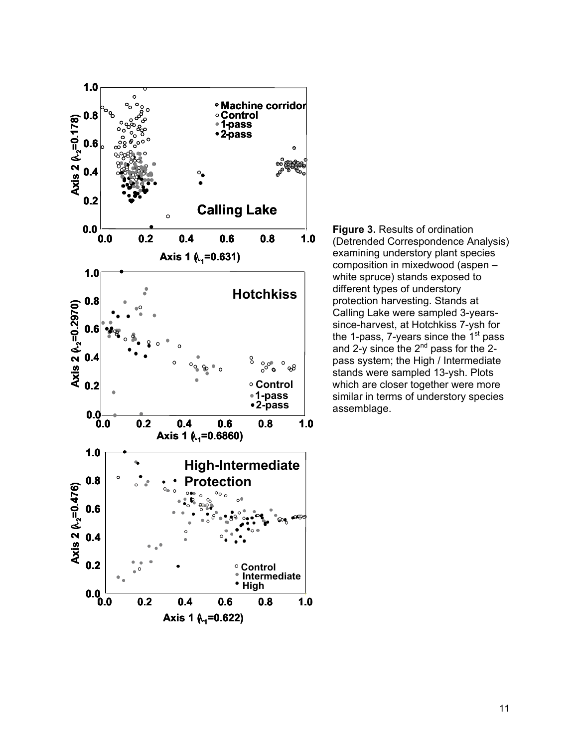**Figure 3.** Results of ordination (Detrended Correspondence Analysis) examining understory plant species composition in mixedwood (aspen – white spruce) stands exposed to different types of understory protection harvesting. Stands at Calling Lake were sampled 3-years-since-harvest, at Hotchkiss 7-ysh for the 1-pass, 7-years since the 1[st] pass and 2-y since the 2[nd] pass for the 2-pass system; the High / Intermediate stands were sampled 13-ysh. Plots which are closer together were more similar in terms of understory species assemblage.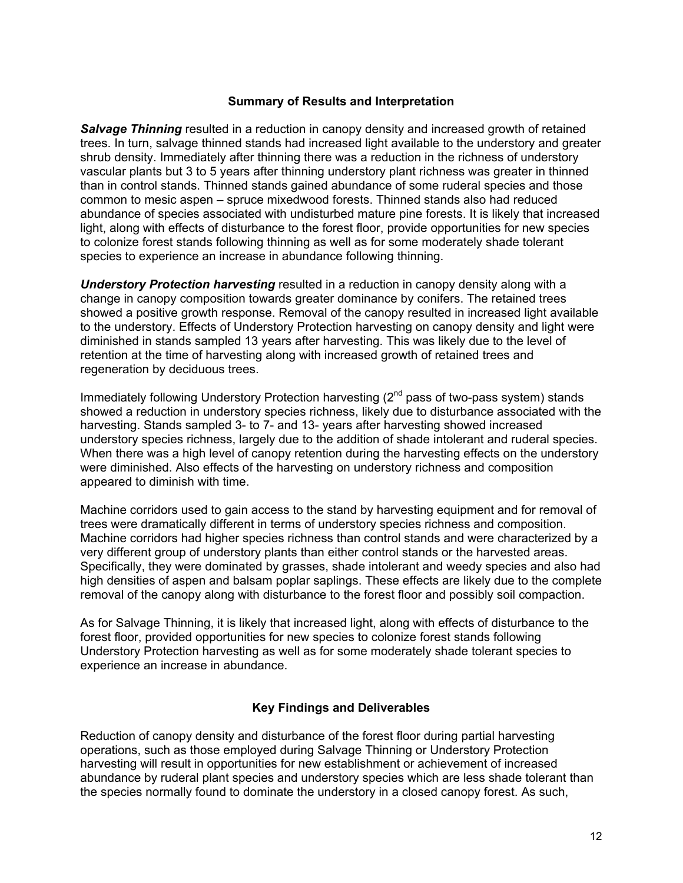## Summary of Results and Interpretation

***Salvage Thinning*** resulted in a reduction in canopy density and increased growth of retained trees. In turn, salvage thinned stands had increased light available to the understory and greater shrub density. Immediately after thinning there was a reduction in the richness of understory vascular plants but 3 to 5 years after thinning understory plant richness was greater in thinned than in control stands. Thinned stands gained abundance of some ruderal species and those common to mesic aspen – spruce mixedwood forests. Thinned stands also had reduced abundance of species associated with undisturbed mature pine forests. It is likely that increased light, along with effects of disturbance to the forest floor, provide opportunities for new species to colonize forest stands following thinning as well as for some moderately shade tolerant species to experience an increase in abundance following thinning.

***Understory Protection harvesting*** resulted in a reduction in canopy density along with a change in canopy composition towards greater dominance by conifers. The retained trees showed a positive growth response. Removal of the canopy resulted in increased light available to the understory. Effects of Understory Protection harvesting on canopy density and light were diminished in stands sampled 13 years after harvesting. This was likely due to the level of retention at the time of harvesting along with increased growth of retained trees and regeneration by deciduous trees.

Immediately following Understory Protection harvesting (2nd pass of two-pass system) stands showed a reduction in understory species richness, likely due to disturbance associated with the harvesting. Stands sampled 3- to 7- and 13- years after harvesting showed increased understory species richness, largely due to the addition of shade intolerant and ruderal species. When there was a high level of canopy retention during the harvesting effects on the understory were diminished. Also effects of the harvesting on understory richness and composition appeared to diminish with time.

Machine corridors used to gain access to the stand by harvesting equipment and for removal of trees were dramatically different in terms of understory species richness and composition. Machine corridors had higher species richness than control stands and were characterized by a very different group of understory plants than either control stands or the harvested areas. Specifically, they were dominated by grasses, shade intolerant and weedy species and also had high densities of aspen and balsam poplar saplings. These effects are likely due to the complete removal of the canopy along with disturbance to the forest floor and possibly soil compaction.

As for Salvage Thinning, it is likely that increased light, along with effects of disturbance to the forest floor, provided opportunities for new species to colonize forest stands following Understory Protection harvesting as well as for some moderately shade tolerant species to experience an increase in abundance.

## Key Findings and Deliverables

Reduction of canopy density and disturbance of the forest floor during partial harvesting operations, such as those employed during Salvage Thinning or Understory Protection harvesting will result in opportunities for new establishment or achievement of increased abundance by ruderal plant species and understory species which are less shade tolerant than the species normally found to dominate the understory in a closed canopy forest. As such,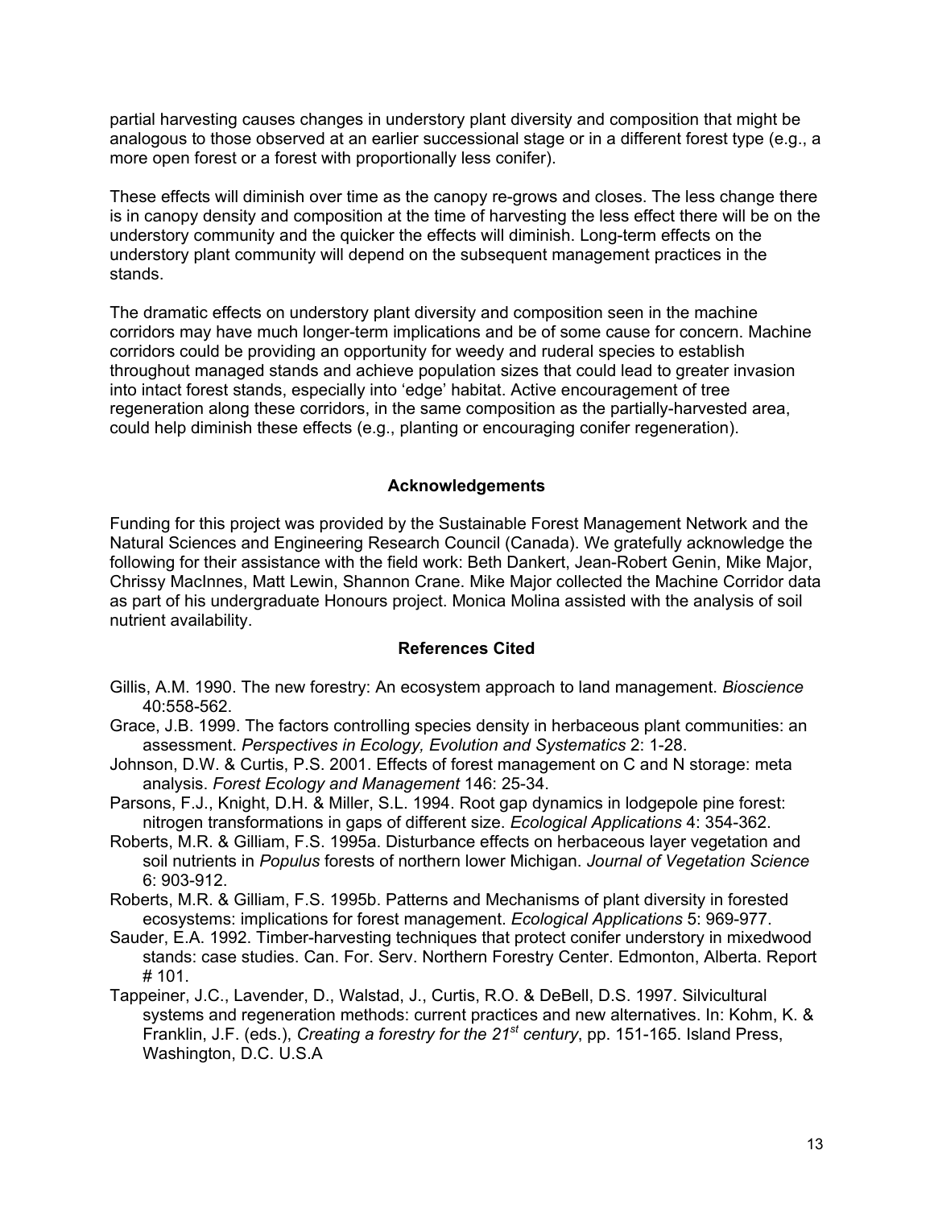partial harvesting causes changes in understory plant diversity and composition that might be analogous to those observed at an earlier successional stage or in a different forest type (e.g., a more open forest or a forest with proportionally less conifer).

These effects will diminish over time as the canopy re-grows and closes. The less change there is in canopy density and composition at the time of harvesting the less effect there will be on the understory community and the quicker the effects will diminish. Long-term effects on the understory plant community will depend on the subsequent management practices in the stands.

The dramatic effects on understory plant diversity and composition seen in the machine corridors may have much longer-term implications and be of some cause for concern. Machine corridors could be providing an opportunity for weedy and ruderal species to establish throughout managed stands and achieve population sizes that could lead to greater invasion into intact forest stands, especially into 'edge' habitat. Active encouragement of tree regeneration along these corridors, in the same composition as the partially-harvested area, could help diminish these effects (e.g., planting or encouraging conifer regeneration).

## Acknowledgements

Funding for this project was provided by the Sustainable Forest Management Network and the Natural Sciences and Engineering Research Council (Canada). We gratefully acknowledge the following for their assistance with the field work: Beth Dankert, Jean-Robert Genin, Mike Major, Chrissy MacInnes, Matt Lewin, Shannon Crane. Mike Major collected the Machine Corridor data as part of his undergraduate Honours project. Monica Molina assisted with the analysis of soil nutrient availability.

## References Cited

Gillis, A.M. 1990. The new forestry: An ecosystem approach to land management. *Bioscience* 40:558-562.

Grace, J.B. 1999. The factors controlling species density in herbaceous plant communities: an assessment. *Perspectives in Ecology, Evolution and Systematics* 2: 1-28.

Johnson, D.W. & Curtis, P.S. 2001. Effects of forest management on C and N storage: meta analysis. *Forest Ecology and Management* 146: 25-34.

Parsons, F.J., Knight, D.H. & Miller, S.L. 1994. Root gap dynamics in lodgepole pine forest: nitrogen transformations in gaps of different size. *Ecological Applications* 4: 354-362.

Roberts, M.R. & Gilliam, F.S. 1995a. Disturbance effects on herbaceous layer vegetation and soil nutrients in *Populus* forests of northern lower Michigan. *Journal of Vegetation Science* 6: 903-912.

Roberts, M.R. & Gilliam, F.S. 1995b. Patterns and Mechanisms of plant diversity in forested ecosystems: implications for forest management. *Ecological Applications* 5: 969-977.

Sauder, E.A. 1992. Timber-harvesting techniques that protect conifer understory in mixedwood stands: case studies. Can. For. Serv. Northern Forestry Center. Edmonton, Alberta. Report # 101.

Tappeiner, J.C., Lavender, D., Walstad, J., Curtis, R.O. & DeBell, D.S. 1997. Silvicultural systems and regeneration methods: current practices and new alternatives. In: Kohm, K. & Franklin, J.F. (eds.), *Creating a forestry for the 21st century*, pp. 151-165. Island Press, Washington, D.C. U.S.A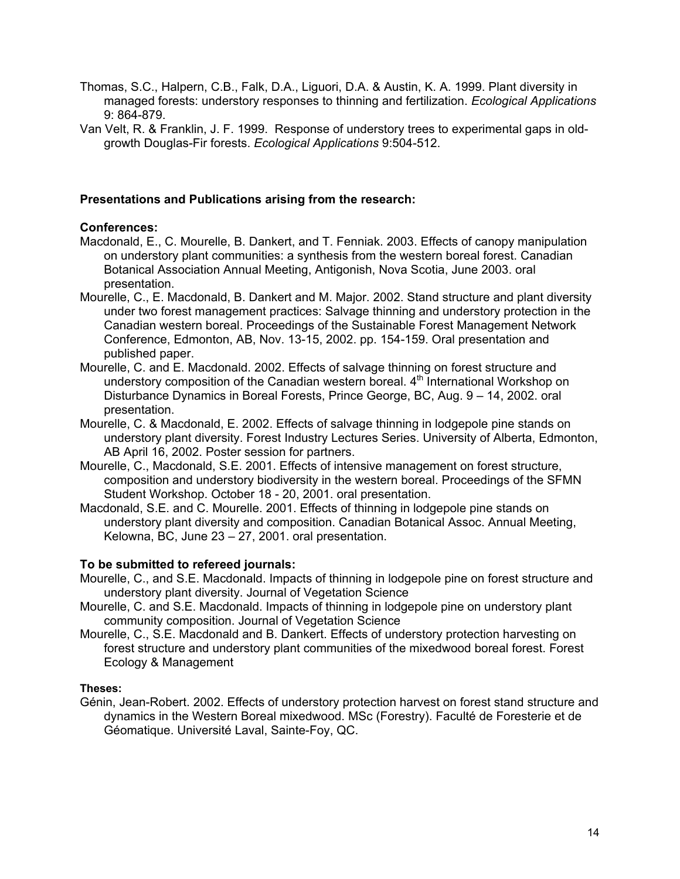Thomas, S.C., Halpern, C.B., Falk, D.A., Liguori, D.A. & Austin, K. A. 1999. Plant diversity in managed forests: understory responses to thinning and fertilization. *Ecological Applications* 9: 864-879.

Van Velt, R. & Franklin, J. F. 1999. Response of understory trees to experimental gaps in old-growth Douglas-Fir forests. *Ecological Applications* 9:504-512.

**Presentations and Publications arising from the research:**

**Conferences:**

Macdonald, E., C. Mourelle, B. Dankert, and T. Fenniak. 2003. Effects of canopy manipulation on understory plant communities: a synthesis from the western boreal forest. Canadian Botanical Association Annual Meeting, Antigonish, Nova Scotia, June 2003. oral presentation.

Mourelle, C., E. Macdonald, B. Dankert and M. Major. 2002. Stand structure and plant diversity under two forest management practices: Salvage thinning and understory protection in the Canadian western boreal. Proceedings of the Sustainable Forest Management Network Conference, Edmonton, AB, Nov. 13-15, 2002. pp. 154-159. Oral presentation and published paper.

Mourelle, C. and E. Macdonald. 2002. Effects of salvage thinning on forest structure and understory composition of the Canadian western boreal. 4th International Workshop on Disturbance Dynamics in Boreal Forests, Prince George, BC, Aug. 9 – 14, 2002. oral presentation.

Mourelle, C. & Macdonald, E. 2002. Effects of salvage thinning in lodgepole pine stands on understory plant diversity. Forest Industry Lectures Series. University of Alberta, Edmonton, AB April 16, 2002. Poster session for partners.

Mourelle, C., Macdonald, S.E. 2001. Effects of intensive management on forest structure, composition and understory biodiversity in the western boreal. Proceedings of the SFMN Student Workshop. October 18 - 20, 2001. oral presentation.

Macdonald, S.E. and C. Mourelle. 2001. Effects of thinning in lodgepole pine stands on understory plant diversity and composition. Canadian Botanical Assoc. Annual Meeting, Kelowna, BC, June 23 – 27, 2001. oral presentation.

**To be submitted to refereed journals:**

Mourelle, C., and S.E. Macdonald. Impacts of thinning in lodgepole pine on forest structure and understory plant diversity. Journal of Vegetation Science

Mourelle, C. and S.E. Macdonald. Impacts of thinning in lodgepole pine on understory plant community composition. Journal of Vegetation Science

Mourelle, C., S.E. Macdonald and B. Dankert. Effects of understory protection harvesting on forest structure and understory plant communities of the mixedwood boreal forest. Forest Ecology & Management

**Theses:**

Génin, Jean-Robert. 2002. Effects of understory protection harvest on forest stand structure and dynamics in the Western Boreal mixedwood. MSc (Forestry). Faculté de Foresterie et de Géomatique. Université Laval, Sainte-Foy, QC.